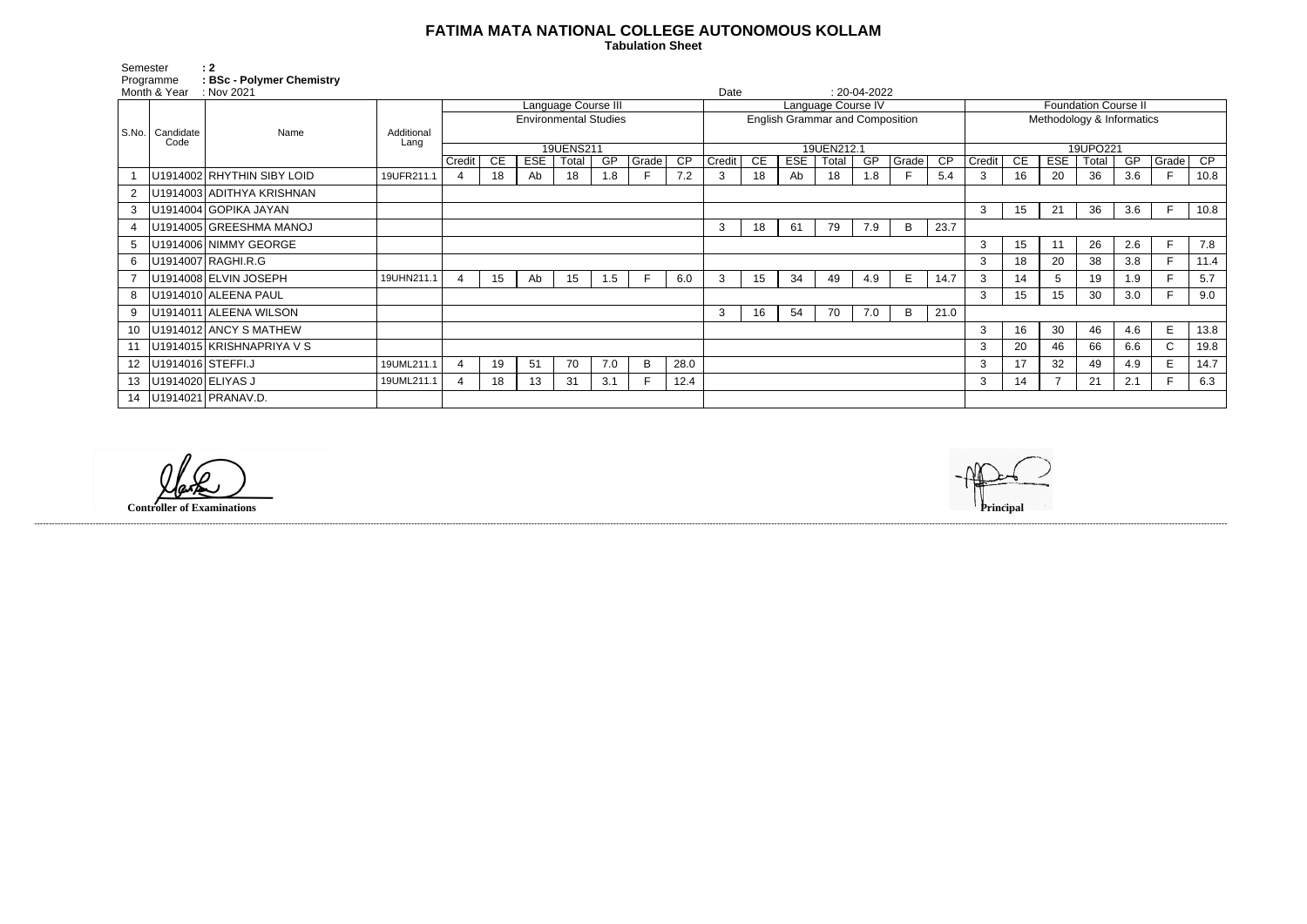# FATIMA MATA NATIONAL COLLEGE AUTONOMOUS KOLLAM

**Tabulation Sheet**

Semester : 2
Programme : BSc - Polymer Chemistry
Month & Year : Nov 2021
Date : 20-04-2022

| S.No. | Candidate Code | Name | Additional Lang | Language Course III | | | | | | | Language Course IV | | | | | | | Foundation Course II | | | | | | |
|---|---|---|---|---|---|---|---|---|---|---|---|---|---|---|---|---|---|---|---|---|---|---|---|---|
| | | | | Environmental Studies | | | | | | | English Grammar and Composition | | | | | | | Methodology & Informatics | | | | | | |
| | | | | 19UENS211 | | | | | | | 19UEN212.1 | | | | | | | 19UPO221 | | | | | | |
| | | | | Credit | CE | ESE | Total | GP | Grade | CP | Credit | CE | ESE | Total | GP | Grade | CP | Credit | CE | ESE | Total | GP | Grade | CP |
| 1 | U1914002 | RHYTHIN SIBY LOID | 19UFR211.1 | 4 | 18 | Ab | 18 | 1.8 | F | 7.2 | 3 | 18 | Ab | 18 | 1.8 | F | 5.4 | 3 | 16 | 20 | 36 | 3.6 | F | 10.8 |
| 2 | U1914003 | ADITHYA KRISHNAN | | | | | | | | | | | | | | | | | | | | | | |
| 3 | U1914004 | GOPIKA JAYAN | | | | | | | | | | | | | | | | 3 | 15 | 21 | 36 | 3.6 | F | 10.8 |
| 4 | U1914005 | GREESHMA MANOJ | | | | | | | | | 3 | 18 | 61 | 79 | 7.9 | B | 23.7 | | | | | | | |
| 5 | U1914006 | NIMMY GEORGE | | | | | | | | | | | | | | | | 3 | 15 | 11 | 26 | 2.6 | F | 7.8 |
| 6 | U1914007 | RAGHI.R.G | | | | | | | | | | | | | | | | 3 | 18 | 20 | 38 | 3.8 | F | 11.4 |
| 7 | U1914008 | ELVIN JOSEPH | 19UHN211.1 | 4 | 15 | Ab | 15 | 1.5 | F | 6.0 | 3 | 15 | 34 | 49 | 4.9 | E | 14.7 | 3 | 14 | 5 | 19 | 1.9 | F | 5.7 |
| 8 | U1914010 | ALEENA PAUL | | | | | | | | | | | | | | | | 3 | 15 | 15 | 30 | 3.0 | F | 9.0 |
| 9 | U1914011 | ALEENA WILSON | | | | | | | | | 3 | 16 | 54 | 70 | 7.0 | B | 21.0 | | | | | | | |
| 10 | U1914012 | ANCY S MATHEW | | | | | | | | | | | | | | | | 3 | 16 | 30 | 46 | 4.6 | E | 13.8 |
| 11 | U1914015 | KRISHNAPRIYA V S | | | | | | | | | | | | | | | | 3 | 20 | 46 | 66 | 6.6 | C | 19.8 |
| 12 | U1914016 | STEFFI.J | 19UML211.1 | 4 | 19 | 51 | 70 | 7.0 | B | 28.0 | | | | | | | | 3 | 17 | 32 | 49 | 4.9 | E | 14.7 |
| 13 | U1914020 | ELIYAS J | 19UML211.1 | 4 | 18 | 13 | 31 | 3.1 | F | 12.4 | | | | | | | | 3 | 14 | 7 | 21 | 2.1 | F | 6.3 |
| 14 | U1914021 | PRANAV.D. | | | | | | | | | | | | | | | | | | | | | | |

**Controller of Examinations**

**Principal**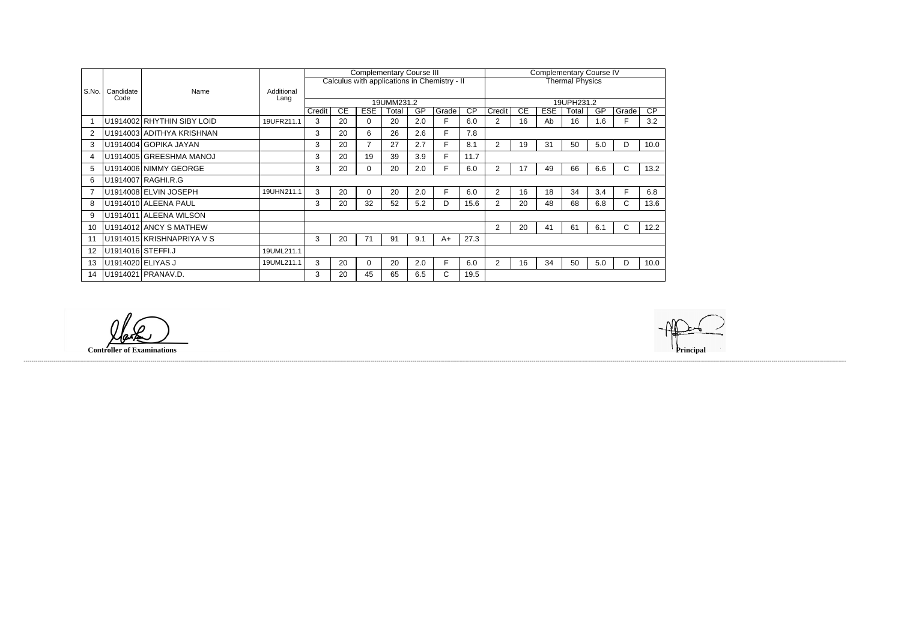| S.No. | Candidate Code | Name | Additional Lang | Complementary Course III | | | | | | | Complementary Course IV | | | | | | |
|---|---|---|---|---|---|---|---|---|---|---|---|---|---|---|---|---|---|
| | | | | Calculus with applications in Chemistry - II | | | | | | | Thermal Physics | | | | | | |
| | | | | 19UMM231.2 | | | | | | | 19UPH231.2 | | | | | | |
| | | | | Credit | CE | ESE | Total | GP | Grade | CP | Credit | CE | ESE | Total | GP | Grade | CP |
| 1 | U1914002 | RHYTHIN SIBY LOID | 19UFR211.1 | 3 | 20 | 0 | 20 | 2.0 | F | 6.0 | 2 | 16 | Ab | 16 | 1.6 | F | 3.2 |
| 2 | U1914003 | ADITHYA KRISHNAN | | 3 | 20 | 6 | 26 | 2.6 | F | 7.8 | | | | | | | |
| 3 | U1914004 | GOPIKA JAYAN | | 3 | 20 | 7 | 27 | 2.7 | F | 8.1 | 2 | 19 | 31 | 50 | 5.0 | D | 10.0 |
| 4 | U1914005 | GREESHMA MANOJ | | 3 | 20 | 19 | 39 | 3.9 | F | 11.7 | | | | | | | |
| 5 | U1914006 | NIMMY GEORGE | | 3 | 20 | 0 | 20 | 2.0 | F | 6.0 | 2 | 17 | 49 | 66 | 6.6 | C | 13.2 |
| 6 | U1914007 | RAGHI.R.G | | | | | | | | | | | | | | | |
| 7 | U1914008 | ELVIN JOSEPH | 19UHN211.1 | 3 | 20 | 0 | 20 | 2.0 | F | 6.0 | 2 | 16 | 18 | 34 | 3.4 | F | 6.8 |
| 8 | U1914010 | ALEENA PAUL | | 3 | 20 | 32 | 52 | 5.2 | D | 15.6 | 2 | 20 | 48 | 68 | 6.8 | C | 13.6 |
| 9 | U1914011 | ALEENA WILSON | | | | | | | | | | | | | | | |
| 10 | U1914012 | ANCY S MATHEW | | | | | | | | | 2 | 20 | 41 | 61 | 6.1 | C | 12.2 |
| 11 | U1914015 | KRISHNAPRIYA V S | | 3 | 20 | 71 | 91 | 9.1 | A+ | 27.3 | | | | | | | |
| 12 | U1914016 | STEFFI.J | 19UML211.1 | | | | | | | | | | | | | | |
| 13 | U1914020 | ELIYAS J | 19UML211.1 | 3 | 20 | 0 | 20 | 2.0 | F | 6.0 | 2 | 16 | 34 | 50 | 5.0 | D | 10.0 |
| 14 | U1914021 | PRANAV.D. | | 3 | 20 | 45 | 65 | 6.5 | C | 19.5 | | | | | | | |

**Controller of Examinations**

**Principal**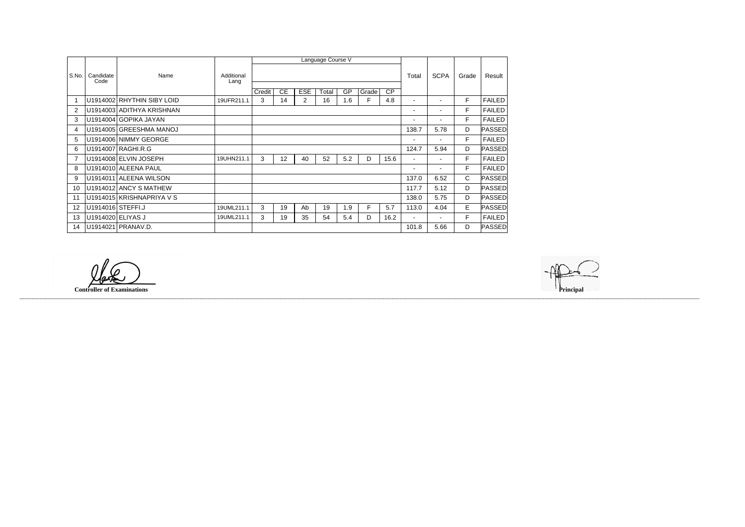| S.No. | Candidate Code | Name | Additional Lang | Language Course V | | | | | | | Total | SCPA | Grade | Result |
|---|---|---|---|---|---|---|---|---|---|---|---|---|---|---|
| | | | | Credit | CE | ESE | Total | GP | Grade | CP | | | | |
| 1 | U1914002 | RHYTHIN SIBY LOID | 19UFR211.1 | 3 | 14 | 2 | 16 | 1.6 | F | 4.8 | - | - | F | FAILED |
| 2 | U1914003 | ADITHYA KRISHNAN | | | | | | | | | - | - | F | FAILED |
| 3 | U1914004 | GOPIKA JAYAN | | | | | | | | | - | - | F | FAILED |
| 4 | U1914005 | GREESHMA MANOJ | | | | | | | | | 138.7 | 5.78 | D | PASSED |
| 5 | U1914006 | NIMMY GEORGE | | | | | | | | | - | - | F | FAILED |
| 6 | U1914007 | RAGHI.R.G | | | | | | | | | 124.7 | 5.94 | D | PASSED |
| 7 | U1914008 | ELVIN JOSEPH | 19UHN211.1 | 3 | 12 | 40 | 52 | 5.2 | D | 15.6 | - | - | F | FAILED |
| 8 | U1914010 | ALEENA PAUL | | | | | | | | | - | - | F | FAILED |
| 9 | U1914011 | ALEENA WILSON | | | | | | | | | 137.0 | 6.52 | C | PASSED |
| 10 | U1914012 | ANCY S MATHEW | | | | | | | | | 117.7 | 5.12 | D | PASSED |
| 11 | U1914015 | KRISHNAPRIYA V S | | | | | | | | | 138.0 | 5.75 | D | PASSED |
| 12 | U1914016 | STEFFI.J | 19UML211.1 | 3 | 19 | Ab | 19 | 1.9 | F | 5.7 | 113.0 | 4.04 | E | PASSED |
| 13 | U1914020 | ELIYAS J | 19UML211.1 | 3 | 19 | 35 | 54 | 5.4 | D | 16.2 | - | - | F | FAILED |
| 14 | U1914021 | PRANAV.D. | | | | | | | | | 101.8 | 5.66 | D | PASSED |

**Controller of Examinations**

**Principal**